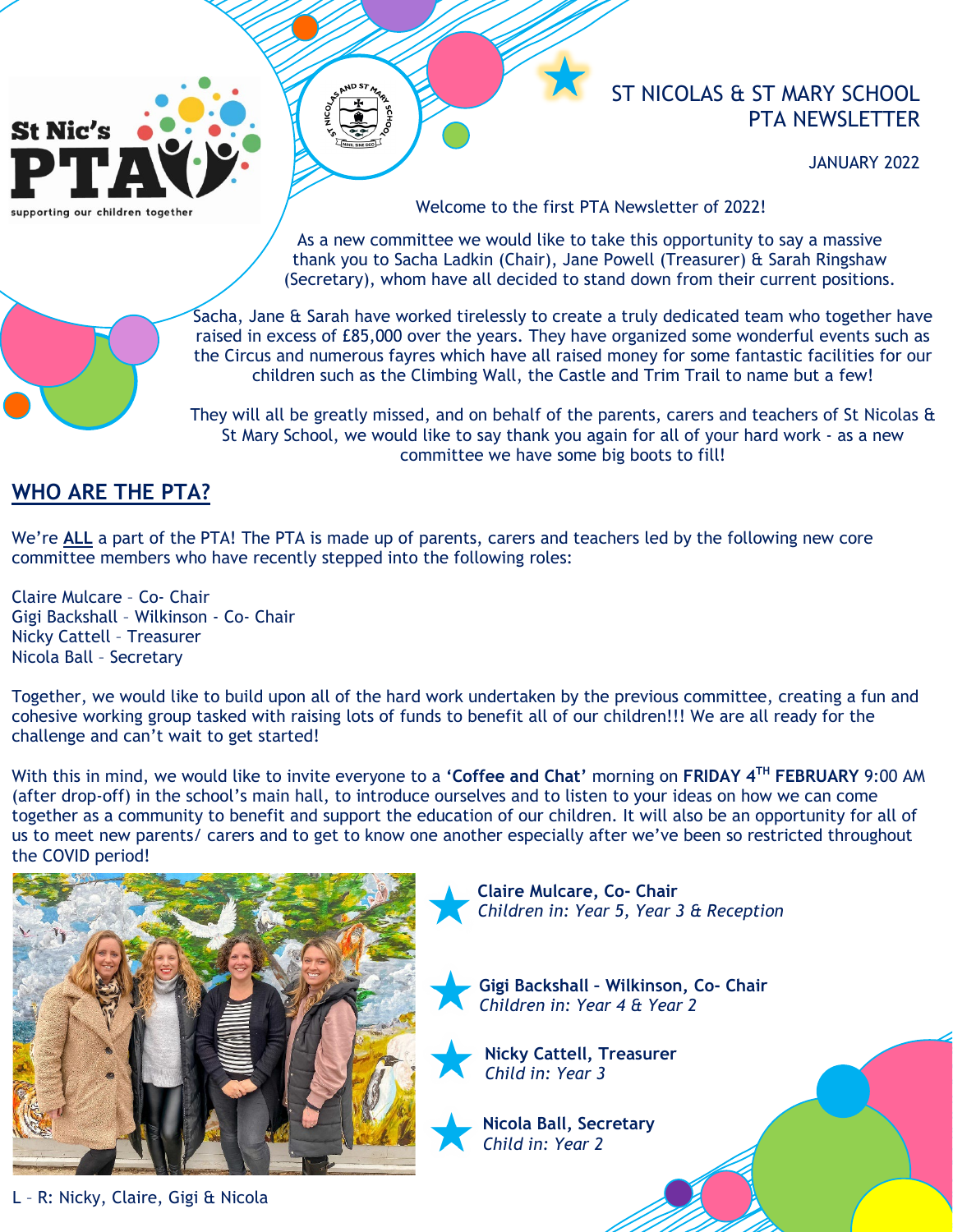# ST NICOLAS & ST MARY SCHOOL PTA NEWSLETTER

JANUARY 2022

Welcome to the first PTA Newsletter of 2022!

As a new committee we would like to take this opportunity to say a massive thank you to Sacha Ladkin (Chair), Jane Powell (Treasurer) & Sarah Ringshaw (Secretary), whom have all decided to stand down from their current positions.

Sacha, Jane & Sarah have worked tirelessly to create a truly dedicated team who together have raised in excess of £85,000 over the years. They have organized some wonderful events such as the Circus and numerous fayres which have all raised money for some fantastic facilities for our children such as the Climbing Wall, the Castle and Trim Trail to name but a few!

They will all be greatly missed, and on behalf of the parents, carers and teachers of St Nicolas & St Mary School, we would like to say thank you again for all of your hard work - as a new committee we have some big boots to fill!

## WHO ARE THE PTA?

We're **ALL** a part of the PTA! The PTA is made up of parents, carers and teachers led by the following new core committee members who have recently stepped into the following roles:

Claire Mulcare – Co- Chair
Gigi Backshall – Wilkinson - Co- Chair
Nicky Cattell – Treasurer
Nicola Ball – Secretary

Together, we would like to build upon all of the hard work undertaken by the previous committee, creating a fun and cohesive working group tasked with raising lots of funds to benefit all of our children!!! We are all ready for the challenge and can't wait to get started!

With this in mind, we would like to invite everyone to a **'Coffee and Chat'** morning on **FRIDAY 4TH FEBRUARY** 9:00 AM (after drop-off) in the school's main hall, to introduce ourselves and to listen to your ideas on how we can come together as a community to benefit and support the education of our children. It will also be an opportunity for all of us to meet new parents/ carers and to get to know one another especially after we've been so restricted throughout the COVID period!

L – R: Nicky, Claire, Gigi & Nicola

**Claire Mulcare, Co- Chair**
*Children in: Year 5, Year 3 & Reception*

**Gigi Backshall – Wilkinson, Co- Chair**
*Children in: Year 4 & Year 2*

**Nicky Cattell, Treasurer**
*Child in: Year 3*

**Nicola Ball, Secretary**
*Child in: Year 2*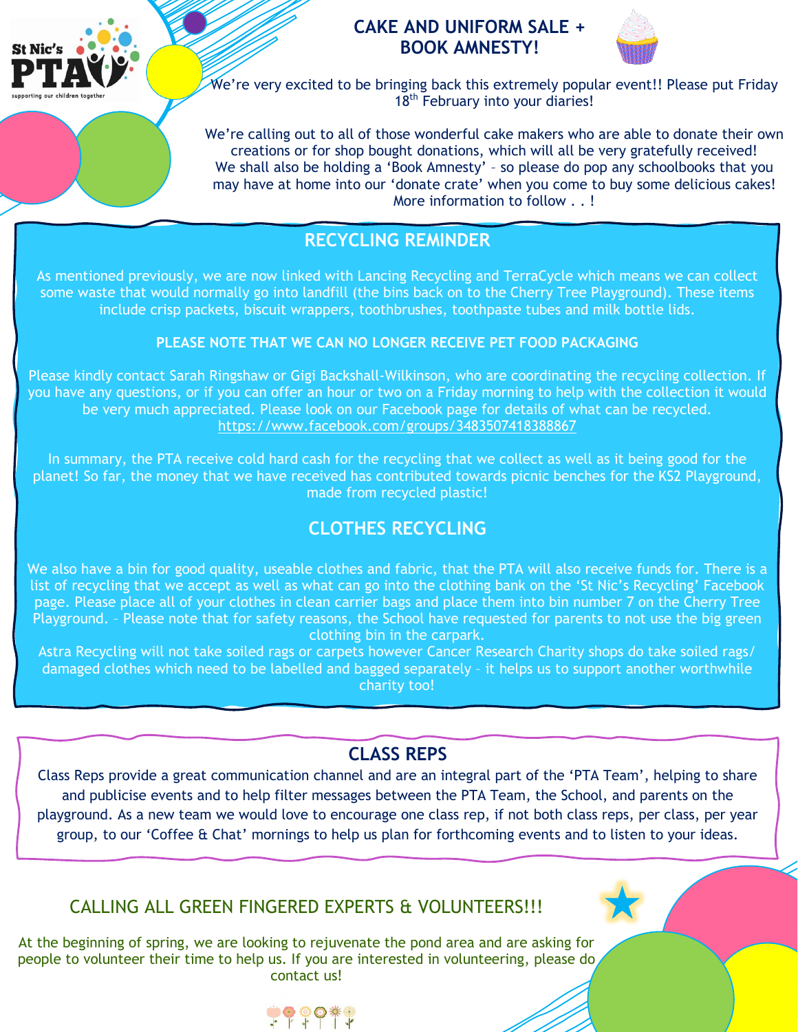## CAKE AND UNIFORM SALE + BOOK AMNESTY!

We're very excited to be bringing back this extremely popular event!! Please put Friday 18th February into your diaries!

We're calling out to all of those wonderful cake makers who are able to donate their own creations or for shop bought donations, which will all be very gratefully received! We shall also be holding a 'Book Amnesty' – so please do pop any schoolbooks that you may have at home into our 'donate crate' when you come to buy some delicious cakes! More information to follow . . !

## RECYCLING REMINDER

As mentioned previously, we are now linked with Lancing Recycling and TerraCycle which means we can collect some waste that would normally go into landfill (the bins back on to the Cherry Tree Playground). These items include crisp packets, biscuit wrappers, toothbrushes, toothpaste tubes and milk bottle lids.

**PLEASE NOTE THAT WE CAN NO LONGER RECEIVE PET FOOD PACKAGING**

Please kindly contact Sarah Ringshaw or Gigi Backshall-Wilkinson, who are coordinating the recycling collection. If you have any questions, or if you can offer an hour or two on a Friday morning to help with the collection it would be very much appreciated. Please look on our Facebook page for details of what can be recycled. https://www.facebook.com/groups/3483507418388867

In summary, the PTA receive cold hard cash for the recycling that we collect as well as it being good for the planet! So far, the money that we have received has contributed towards picnic benches for the KS2 Playground, made from recycled plastic!

## CLOTHES RECYCLING

We also have a bin for good quality, useable clothes and fabric, that the PTA will also receive funds for. There is a list of recycling that we accept as well as what can go into the clothing bank on the 'St Nic's Recycling' Facebook page. Please place all of your clothes in clean carrier bags and place them into bin number 7 on the Cherry Tree Playground. – Please note that for safety reasons, the School have requested for parents to not use the big green clothing bin in the carpark.

Astra Recycling will not take soiled rags or carpets however Cancer Research Charity shops do take soiled rags/ damaged clothes which need to be labelled and bagged separately – it helps us to support another worthwhile charity too!

## CLASS REPS

Class Reps provide a great communication channel and are an integral part of the 'PTA Team', helping to share and publicise events and to help filter messages between the PTA Team, the School, and parents on the playground. As a new team we would love to encourage one class rep, if not both class reps, per class, per year group, to our 'Coffee & Chat' mornings to help us plan for forthcoming events and to listen to your ideas.

## CALLING ALL GREEN FINGERED EXPERTS & VOLUNTEERS!!!

At the beginning of spring, we are looking to rejuvenate the pond area and are asking for people to volunteer their time to help us. If you are interested in volunteering, please do contact us!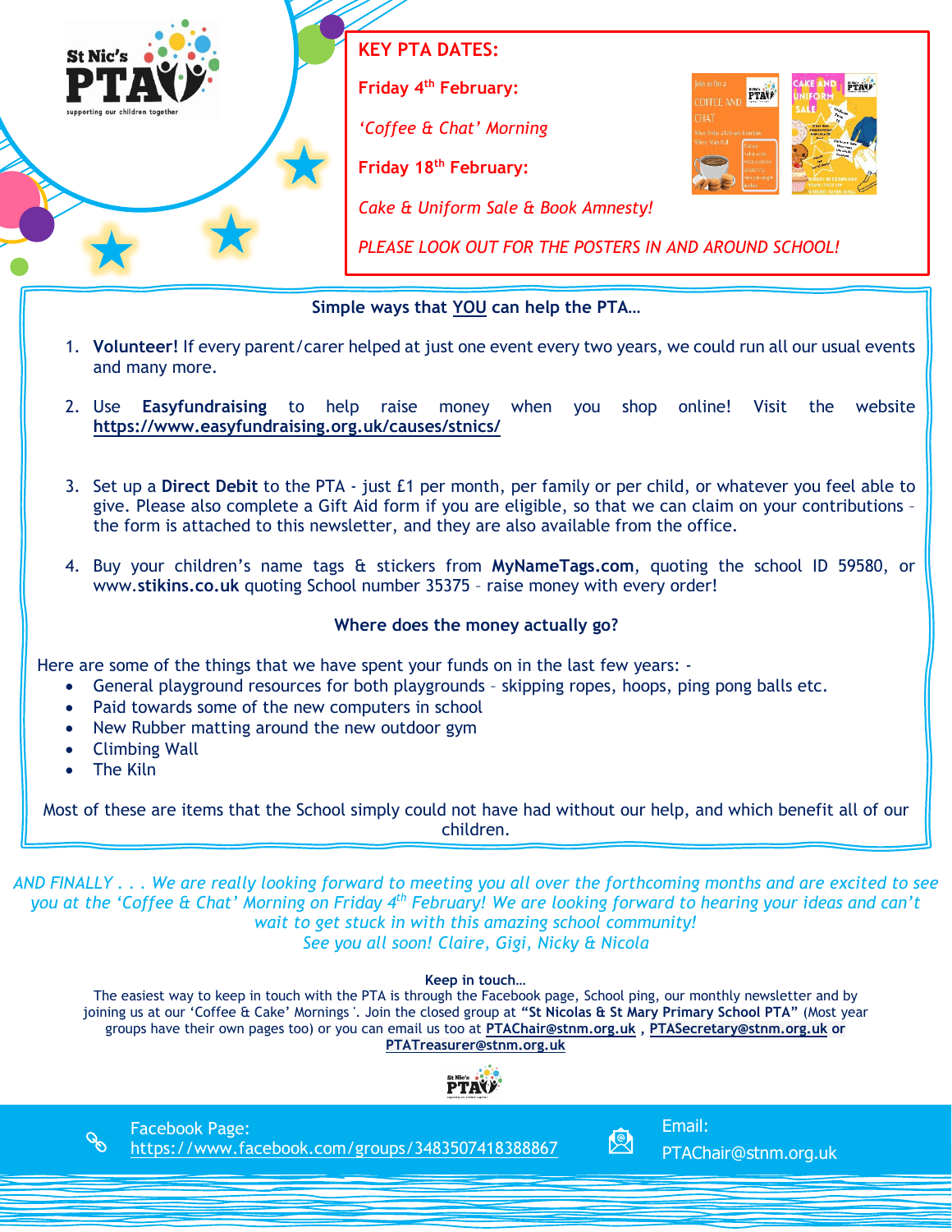**KEY PTA DATES:**

**Friday 4th February:**

*'Coffee & Chat' Morning*

**Friday 18th February:**

*Cake & Uniform Sale & Book Amnesty!*

*PLEASE LOOK OUT FOR THE POSTERS IN AND AROUND SCHOOL!*

**Simple ways that YOU can help the PTA…**

1. **Volunteer!** If every parent/carer helped at just one event every two years, we could run all our usual events and many more.
2. Use **Easyfundraising** to help raise money when you shop online! Visit the website https://www.easyfundraising.org.uk/causes/stnics/
3. Set up a **Direct Debit** to the PTA - just £1 per month, per family or per child, or whatever you feel able to give. Please also complete a Gift Aid form if you are eligible, so that we can claim on your contributions – the form is attached to this newsletter, and they are also available from the office.
4. Buy your children's name tags & stickers from **MyNameTags.com**, quoting the school ID 59580, or www.**stikins.co.uk** quoting School number 35375 – raise money with every order!

**Where does the money actually go?**

Here are some of the things that we have spent your funds on in the last few years: -

- General playground resources for both playgrounds – skipping ropes, hoops, ping pong balls etc.
- Paid towards some of the new computers in school
- New Rubber matting around the new outdoor gym
- Climbing Wall
- The Kiln

Most of these are items that the School simply could not have had without our help, and which benefit all of our children.

*AND FINALLY . . . We are really looking forward to meeting you all over the forthcoming months and are excited to see you at the 'Coffee & Chat' Morning on Friday 4th February! We are looking forward to hearing your ideas and can't wait to get stuck in with this amazing school community!*
*See you all soon! Claire, Gigi, Nicky & Nicola*

**Keep in touch…**

The easiest way to keep in touch with the PTA is through the Facebook page, School ping, our monthly newsletter and by joining us at our 'Coffee & Cake' Mornings '. Join the closed group at **"St Nicolas & St Mary Primary School PTA"** (Most year groups have their own pages too) or you can email us too at **PTAChair@stnm.org.uk** , **PTASecretary@stnm.org.uk or PTATreasurer@stnm.org.uk**

Facebook Page:
https://www.facebook.com/groups/3483507418388867

Email:
PTAChair@stnm.org.uk